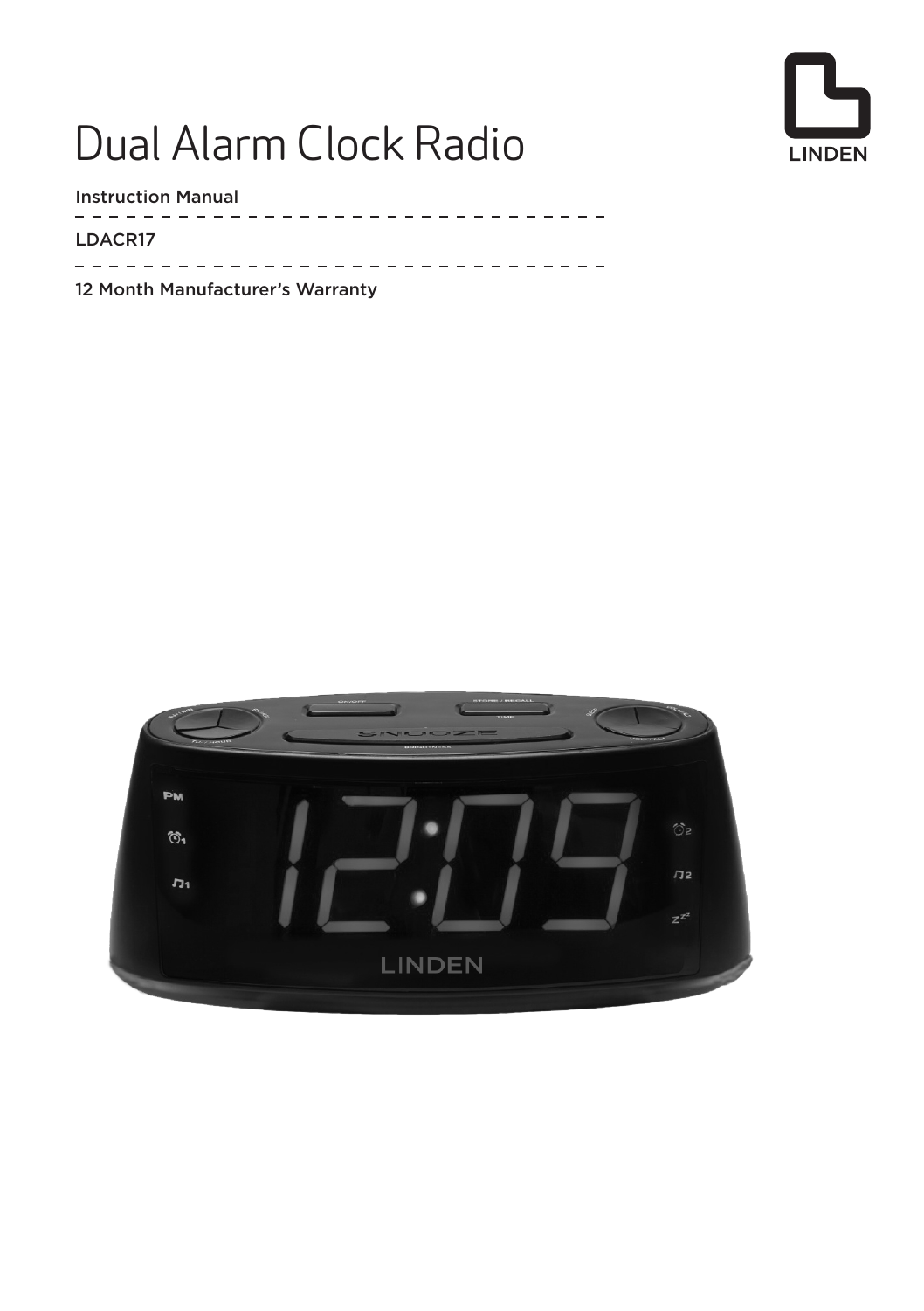# Dual Alarm Clock Radio

LINDEN

Instruction Manual

LDACR17

12 Month Manufacturer's Warranty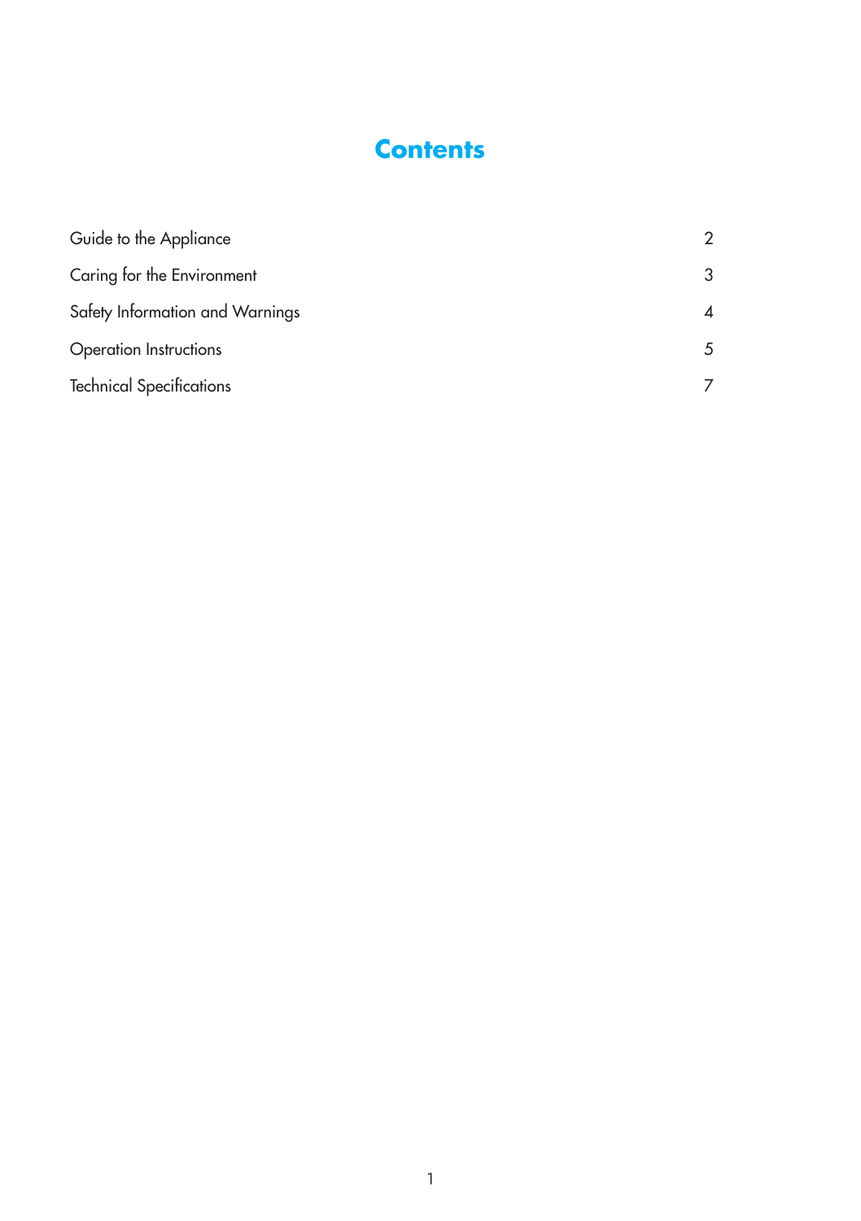# Contents

| | |
|---|---|
| Guide to the Appliance | 2 |
| Caring for the Environment | 3 |
| Safety Information and Warnings | 4 |
| Operation Instructions | 5 |
| Technical Specifications | 7 |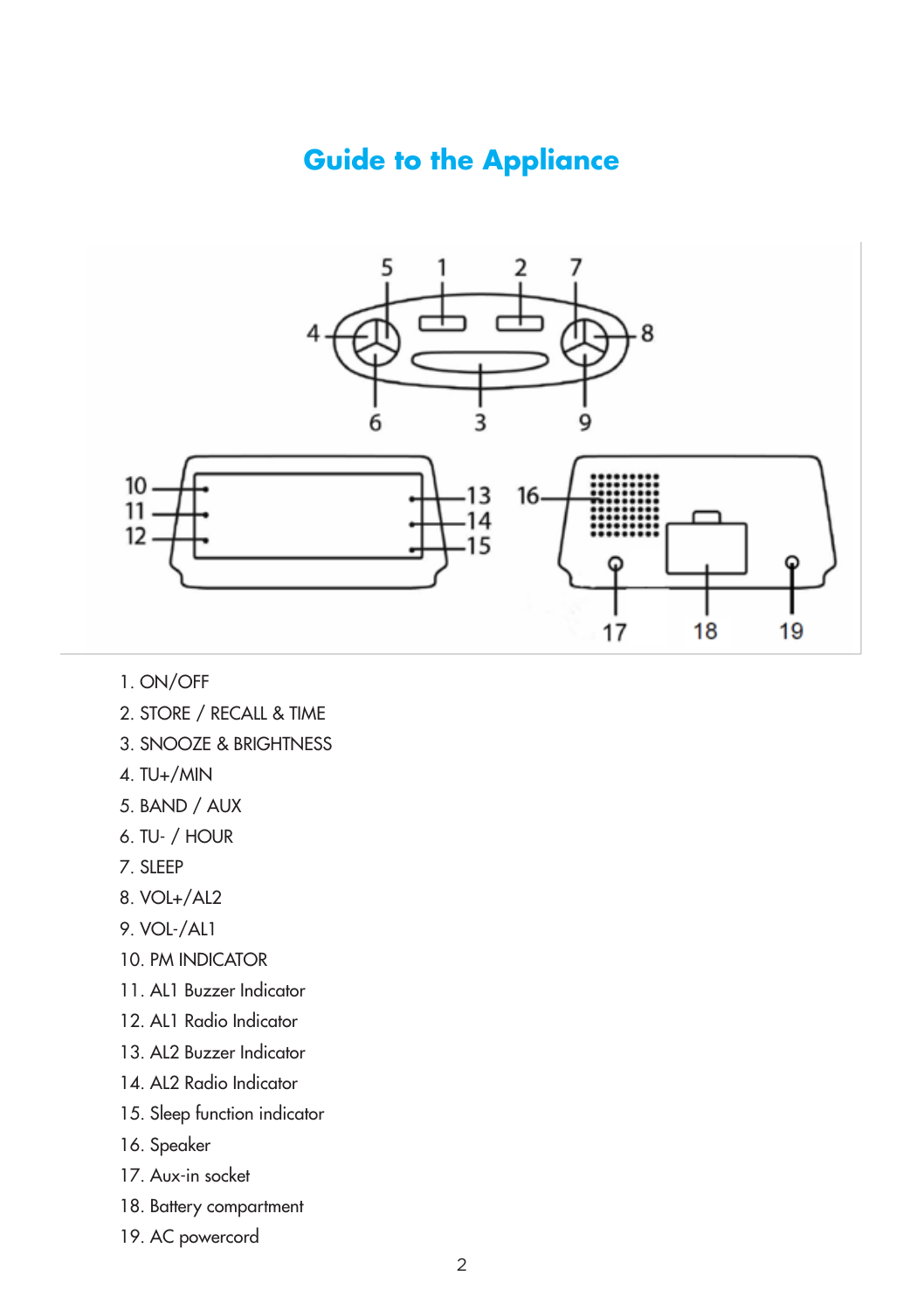# Guide to the Appliance

1. ON/OFF
2. STORE / RECALL & TIME
3. SNOOZE & BRIGHTNESS
4. TU+/MIN
5. BAND / AUX
6. TU- / HOUR
7. SLEEP
8. VOL+/AL2
9. VOL-/AL1
10. PM INDICATOR
11. AL1 Buzzer Indicator
12. AL1 Radio Indicator
13. AL2 Buzzer Indicator
14. AL2 Radio Indicator
15. Sleep function indicator
16. Speaker
17. Aux-in socket
18. Battery compartment
19. AC powercord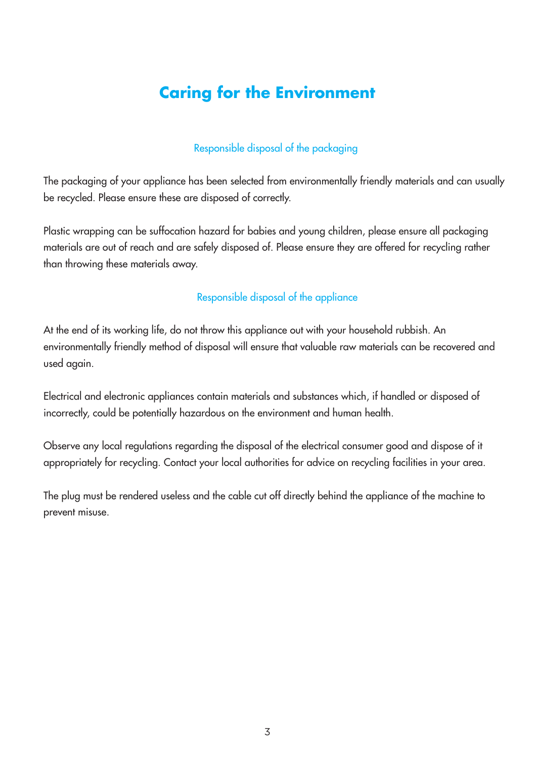# Caring for the Environment

## Responsible disposal of the packaging

The packaging of your appliance has been selected from environmentally friendly materials and can usually be recycled. Please ensure these are disposed of correctly.

Plastic wrapping can be suffocation hazard for babies and young children, please ensure all packaging materials are out of reach and are safely disposed of. Please ensure they are offered for recycling rather than throwing these materials away.

## Responsible disposal of the appliance

At the end of its working life, do not throw this appliance out with your household rubbish. An environmentally friendly method of disposal will ensure that valuable raw materials can be recovered and used again.

Electrical and electronic appliances contain materials and substances which, if handled or disposed of incorrectly, could be potentially hazardous on the environment and human health.

Observe any local regulations regarding the disposal of the electrical consumer good and dispose of it appropriately for recycling. Contact your local authorities for advice on recycling facilities in your area.

The plug must be rendered useless and the cable cut off directly behind the appliance of the machine to prevent misuse.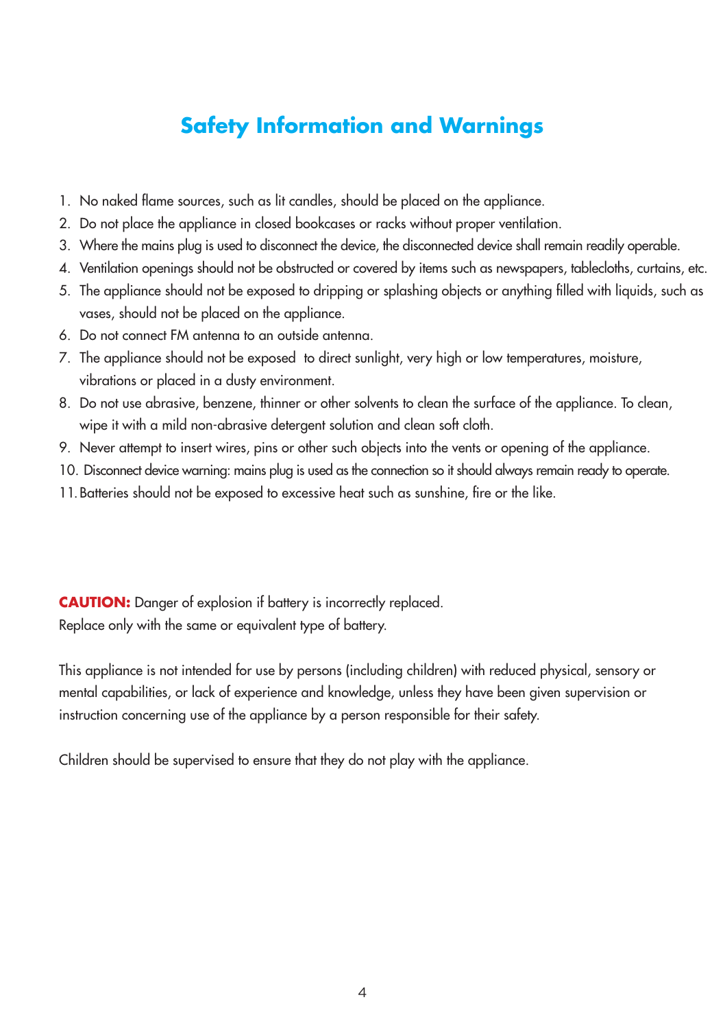# Safety Information and Warnings

1. No naked flame sources, such as lit candles, should be placed on the appliance.
2. Do not place the appliance in closed bookcases or racks without proper ventilation.
3. Where the mains plug is used to disconnect the device, the disconnected device shall remain readily operable.
4. Ventilation openings should not be obstructed or covered by items such as newspapers, tablecloths, curtains, etc.
5. The appliance should not be exposed to dripping or splashing objects or anything filled with liquids, such as vases, should not be placed on the appliance.
6. Do not connect FM antenna to an outside antenna.
7. The appliance should not be exposed  to direct sunlight, very high or low temperatures, moisture, vibrations or placed in a dusty environment.
8. Do not use abrasive, benzene, thinner or other solvents to clean the surface of the appliance. To clean, wipe it with a mild non-abrasive detergent solution and clean soft cloth.
9. Never attempt to insert wires, pins or other such objects into the vents or opening of the appliance.
10. Disconnect device warning: mains plug is used as the connection so it should always remain ready to operate.
11. Batteries should not be exposed to excessive heat such as sunshine, fire or the like.

**CAUTION:** Danger of explosion if battery is incorrectly replaced.
Replace only with the same or equivalent type of battery.

This appliance is not intended for use by persons (including children) with reduced physical, sensory or mental capabilities, or lack of experience and knowledge, unless they have been given supervision or instruction concerning use of the appliance by a person responsible for their safety.

Children should be supervised to ensure that they do not play with the appliance.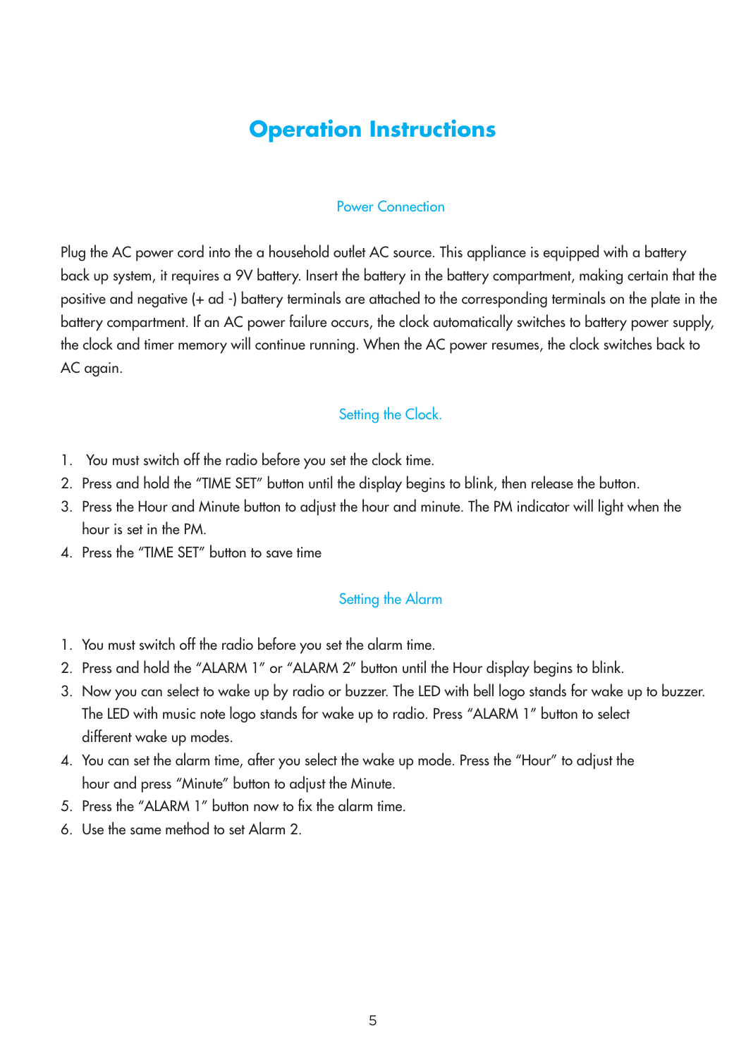# Operation Instructions

## Power Connection

Plug the AC power cord into the a household outlet AC source. This appliance is equipped with a battery back up system, it requires a 9V battery. Insert the battery in the battery compartment, making certain that the positive and negative (+ ad -) battery terminals are attached to the corresponding terminals on the plate in the battery compartment. If an AC power failure occurs, the clock automatically switches to battery power supply, the clock and timer memory will continue running. When the AC power resumes, the clock switches back to AC again.

## Setting the Clock.

1. You must switch off the radio before you set the clock time.
2. Press and hold the "TIME SET" button until the display begins to blink, then release the button.
3. Press the Hour and Minute button to adjust the hour and minute. The PM indicator will light when the hour is set in the PM.
4. Press the "TIME SET" button to save time

## Setting the Alarm

1. You must switch off the radio before you set the alarm time.
2. Press and hold the "ALARM 1" or "ALARM 2" button until the Hour display begins to blink.
3. Now you can select to wake up by radio or buzzer. The LED with bell logo stands for wake up to buzzer. The LED with music note logo stands for wake up to radio. Press "ALARM 1" button to select different wake up modes.
4. You can set the alarm time, after you select the wake up mode. Press the "Hour" to adjust the hour and press "Minute" button to adjust the Minute.
5. Press the "ALARM 1" button now to fix the alarm time.
6. Use the same method to set Alarm 2.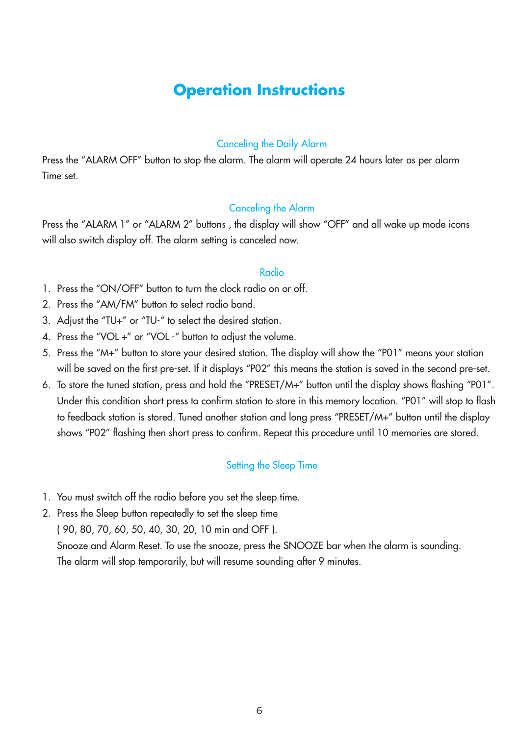# Operation Instructions

### Canceling the Daily Alarm

Press the "ALARM OFF" button to stop the alarm. The alarm will operate 24 hours later as per alarm Time set.

### Canceling the Alarm

Press the "ALARM 1" or "ALARM 2" buttons , the display will show "OFF" and all wake up mode icons will also switch display off. The alarm setting is canceled now.

### Radio

1. Press the "ON/OFF" button to turn the clock radio on or off.
2. Press the "AM/FM" button to select radio band.
3. Adjust the "TU+" or "TU-" to select the desired station.
4. Press the "VOL +" or "VOL -" button to adjust the volume.
5. Press the "M+" button to store your desired station. The display will show the "P01" means your station will be saved on the first pre-set. If it displays "P02" this means the station is saved in the second pre-set.
6. To store the tuned station, press and hold the "PRESET/M+" button until the display shows flashing "P01". Under this condition short press to confirm station to store in this memory location. "P01" will stop to flash to feedback station is stored. Tuned another station and long press "PRESET/M+" button until the display shows "P02" flashing then short press to confirm. Repeat this procedure until 10 memories are stored.

### Setting the Sleep Time

1. You must switch off the radio before you set the sleep time.
2. Press the Sleep button repeatedly to set the sleep time
   ( 90, 80, 70, 60, 50, 40, 30, 20, 10 min and OFF ).
   Snooze and Alarm Reset. To use the snooze, press the SNOOZE bar when the alarm is sounding. The alarm will stop temporarily, but will resume sounding after 9 minutes.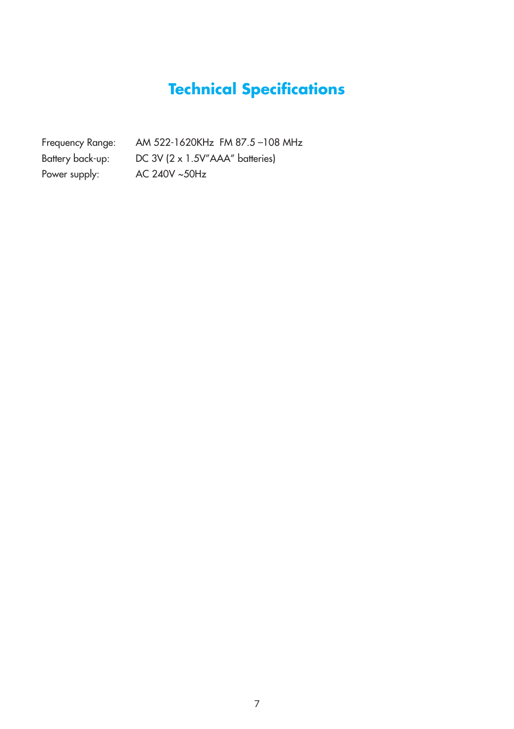# Technical Specifications

| | |
|---|---|
| Frequency Range: | AM 522-1620KHz  FM 87.5 –108 MHz |
| Battery back-up: | DC 3V (2 x 1.5V"AAA" batteries) |
| Power supply: | AC 240V ~50Hz |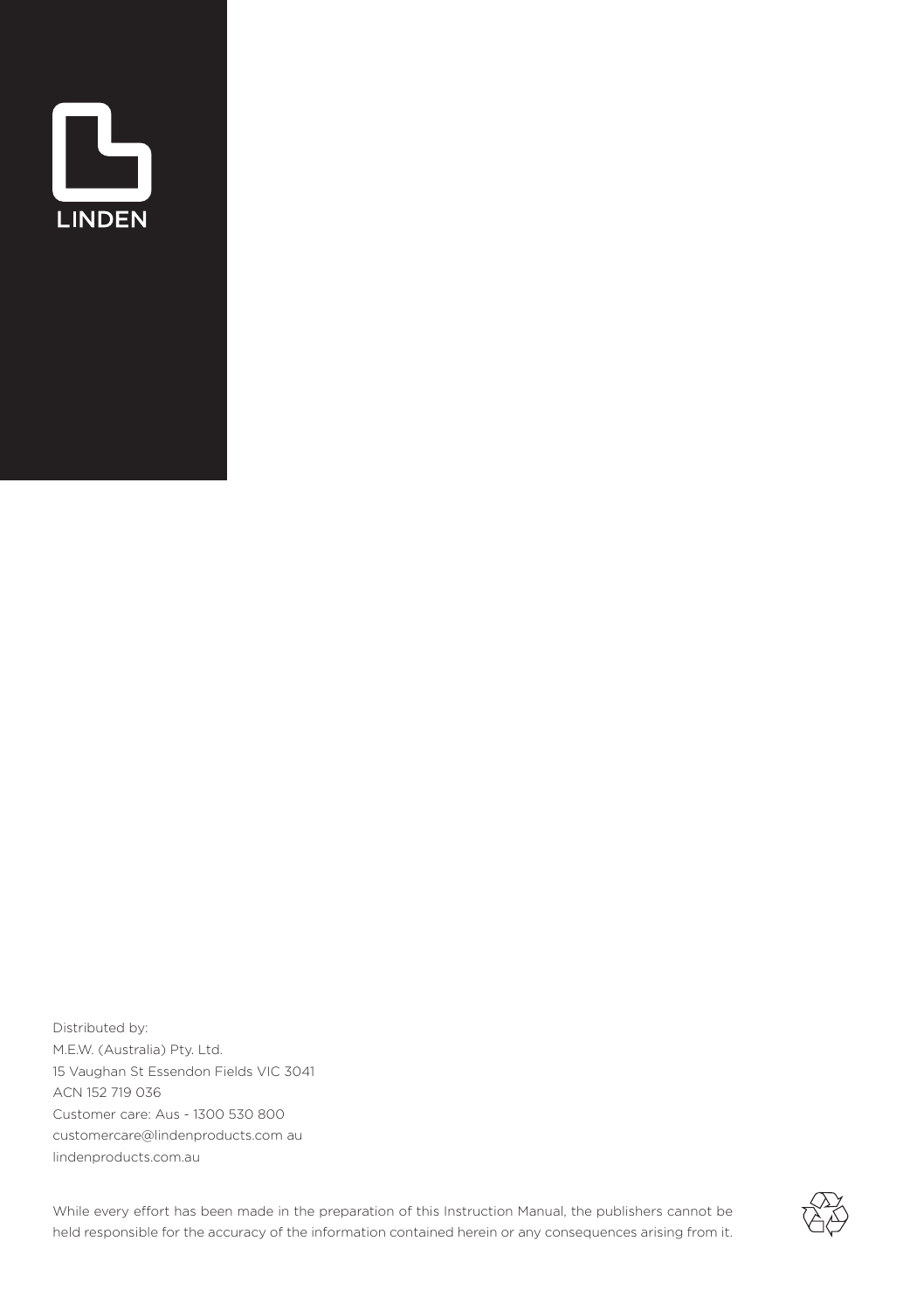LINDEN

Distributed by:
M.E.W. (Australia) Pty. Ltd.
15 Vaughan St Essendon Fields VIC 3041
ACN 152 719 036
Customer care: Aus - 1300 530 800
customercare@lindenproducts.com au
lindenproducts.com.au

While every effort has been made in the preparation of this Instruction Manual, the publishers cannot be held responsible for the accuracy of the information contained herein or any consequences arising from it.